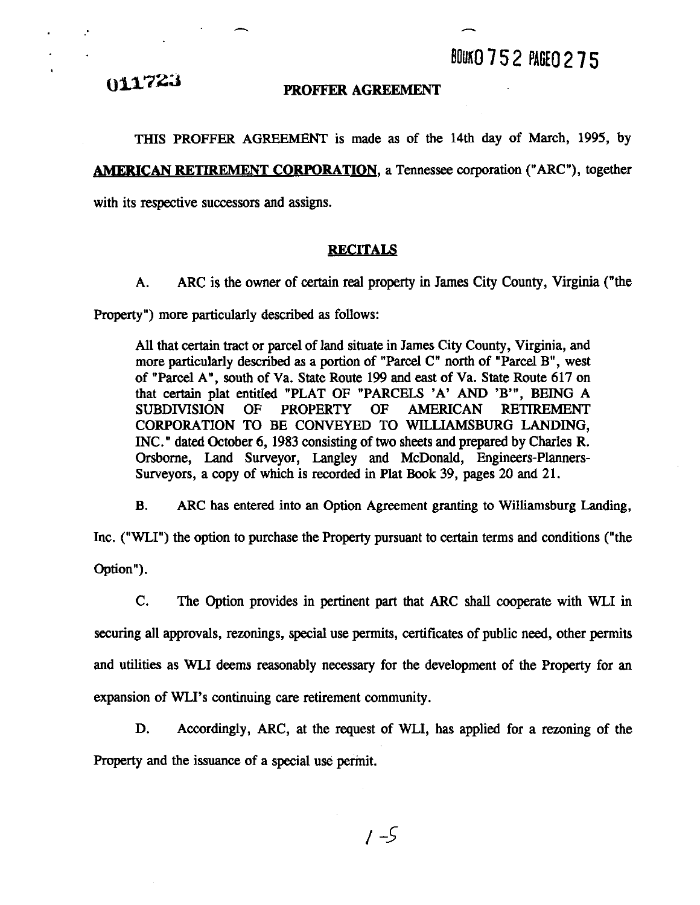BOOK 0752 PAGE 0275

011723

# PROFFER AGREEMENT

THIS PROFFER AGREEMENT is made as of the 14th day of March, 1995, by **AMERICAN RETIREMENT CORPORATION**, a Tennessee corporation ("ARC"), together with its respective successors and assigns.

## RECITALS

A. ARC is the owner of certain real property in James City County, Virginia ("the Property") more particularly described as follows:

> All that certain tract or parcel of land situate in James City County, Virginia, and more particularly described as a portion of "Parcel C" north of "Parcel B", west of "Parcel A", south of Va. State Route 199 and east of Va. State Route 617 on that certain plat entitled "PLAT OF "PARCELS 'A' AND 'B'", BEING A SUBDIVISION OF PROPERTY OF AMERICAN RETIREMENT CORPORATION TO BE CONVEYED TO WILLIAMSBURG LANDING, INC." dated October 6, 1983 consisting of two sheets and prepared by Charles R. Orsborne, Land Surveyor, Langley and McDonald, Engineers-Planners-Surveyors, a copy of which is recorded in Plat Book 39, pages 20 and 21.

B. ARC has entered into an Option Agreement granting to Williamsburg Landing, Inc. ("WLI") the option to purchase the Property pursuant to certain terms and conditions ("the Option").

C. The Option provides in pertinent part that ARC shall cooperate with WLI in securing all approvals, rezonings, special use permits, certificates of public need, other permits and utilities as WLI deems reasonably necessary for the development of the Property for an expansion of WLI's continuing care retirement community.

D. Accordingly, ARC, at the request of WLI, has applied for a rezoning of the Property and the issuance of a special use permit.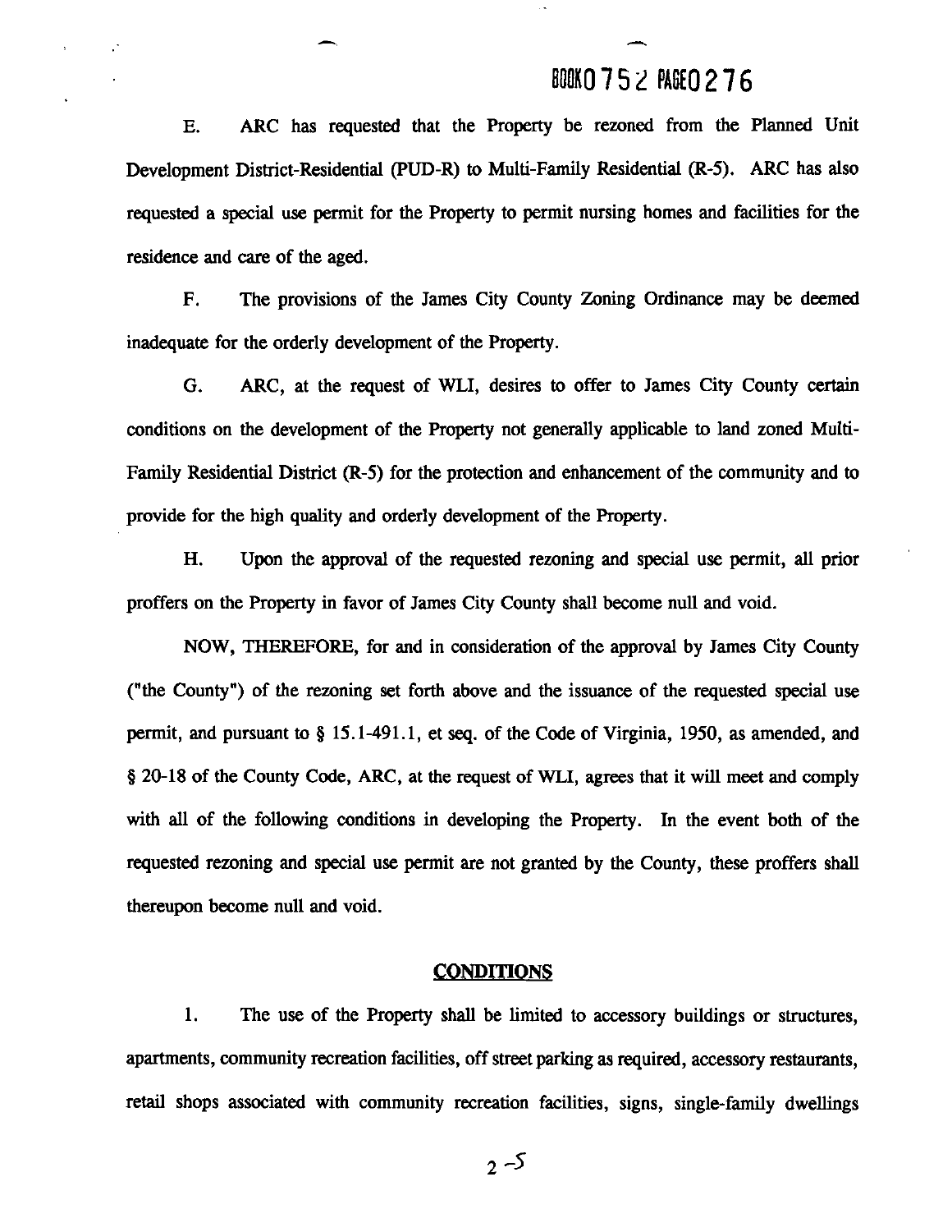E. ARC has requested that the Property be rezoned from the Planned Unit Development District-Residential (PUD-R) to Multi-Family Residential (R-5). ARC has also requested a special use permit for the Property to permit nursing homes and facilities for the residence and care of the aged.

F. The provisions of the James City County Zoning Ordinance may be deemed inadequate for the orderly development of the Property.

G. ARC, at the request of WLI, desires to offer to James City County certain conditions on the development of the Property not generally applicable to land zoned Multi-Family Residential District (R-5) for the protection and enhancement of the community and to provide for the high quality and orderly development of the Property.

H. Upon the approval of the requested rezoning and special use permit, all prior proffers on the Property in favor of James City County shall become null and void.

NOW, THEREFORE, for and in consideration of the approval by James City County ("the County") of the rezoning set forth above and the issuance of the requested special use permit, and pursuant to § 15.1-491.1, et seq. of the Code of Virginia, 1950, as amended, and § 20-18 of the County Code, ARC, at the request of WLI, agrees that it will meet and comply with all of the following conditions in developing the Property. In the event both of the requested rezoning and special use permit are not granted by the County, these proffers shall thereupon become null and void.

## CONDITIONS

1. The use of the Property shall be limited to accessory buildings or structures, apartments, community recreation facilities, off street parking as required, accessory restaurants, retail shops associated with community recreation facilities, signs, single-family dwellings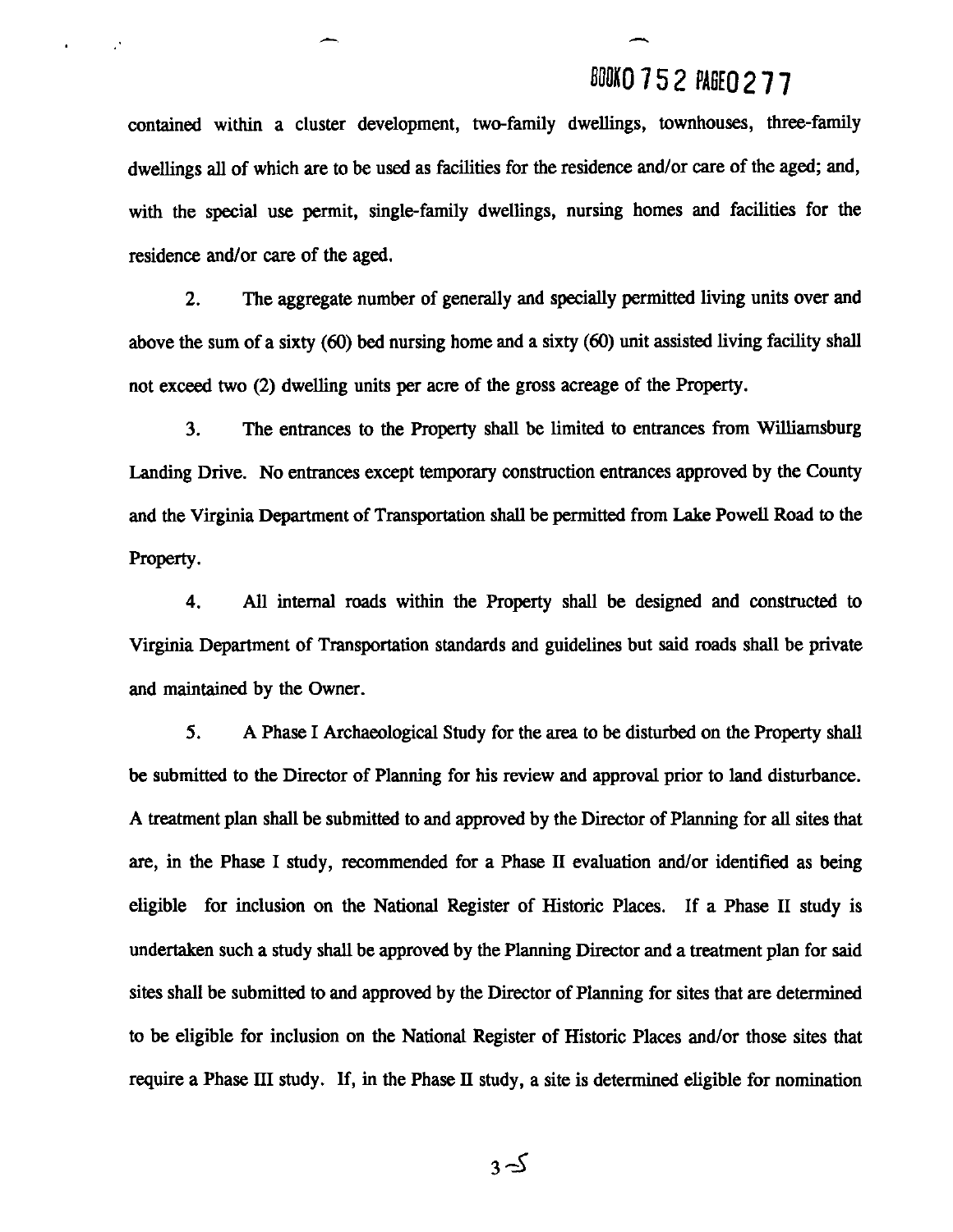contained within a cluster development, two-family dwellings, townhouses, three-family dwellings all of which are to be used as facilities for the residence and/or care of the aged; and, with the special use permit, single-family dwellings, nursing homes and facilities for the residence and/or care of the aged.

2. The aggregate number of generally and specially permitted living units over and above the sum of a sixty (60) bed nursing home and a sixty (60) unit assisted living facility shall not exceed two (2) dwelling units per acre of the gross acreage of the Property.

3. The entrances to the Property shall be limited to entrances from Williamsburg Landing Drive. No entrances except temporary construction entrances approved by the County and the Virginia Department of Transportation shall be permitted from Lake Powell Road to the Property.

4. All internal roads within the Property shall be designed and constructed to Virginia Department of Transportation standards and guidelines but said roads shall be private and maintained by the Owner.

5. A Phase I Archaeological Study for the area to be disturbed on the Property shall be submitted to the Director of Planning for his review and approval prior to land disturbance. A treatment plan shall be submitted to and approved by the Director of Planning for all sites that are, in the Phase I study, recommended for a Phase II evaluation and/or identified as being eligible for inclusion on the National Register of Historic Places. If a Phase II study is undertaken such a study shall be approved by the Planning Director and a treatment plan for said sites shall be submitted to and approved by the Director of Planning for sites that are determined to be eligible for inclusion on the National Register of Historic Places and/or those sites that require a Phase III study. If, in the Phase II study, a site is determined eligible for nomination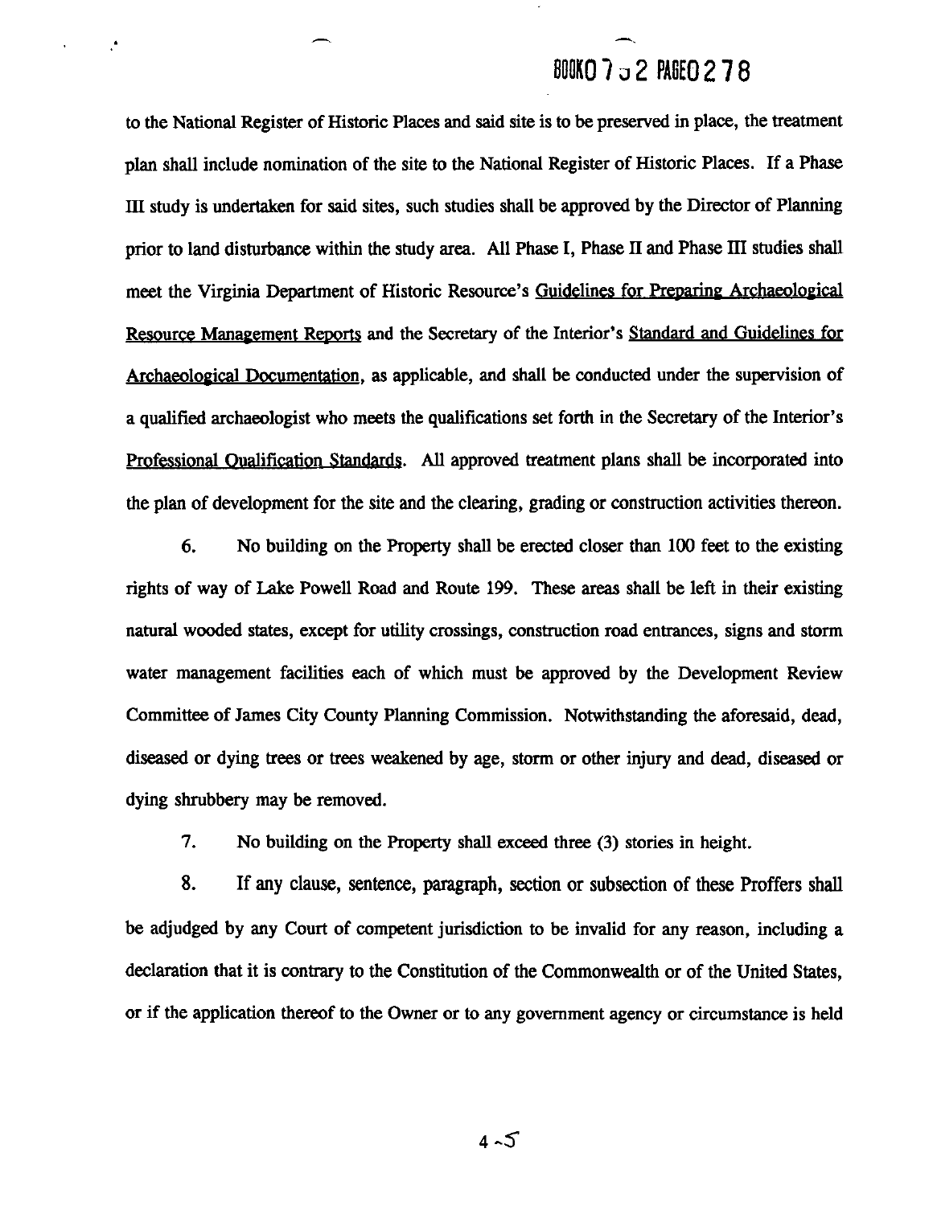to the National Register of Historic Places and said site is to be preserved in place, the treatment plan shall include nomination of the site to the National Register of Historic Places. If a Phase III study is undertaken for said sites, such studies shall be approved by the Director of Planning prior to land disturbance within the study area. All Phase I, Phase II and Phase III studies shall meet the Virginia Department of Historic Resource's Guidelines for Preparing Archaeological Resource Management Reports and the Secretary of the Interior's Standard and Guidelines for Archaeological Documentation, as applicable, and shall be conducted under the supervision of a qualified archaeologist who meets the qualifications set forth in the Secretary of the Interior's Professional Qualification Standards. All approved treatment plans shall be incorporated into the plan of development for the site and the clearing, grading or construction activities thereon.

6. No building on the Property shall be erected closer than 100 feet to the existing rights of way of Lake Powell Road and Route 199. These areas shall be left in their existing natural wooded states, except for utility crossings, construction road entrances, signs and storm water management facilities each of which must be approved by the Development Review Committee of James City County Planning Commission. Notwithstanding the aforesaid, dead, diseased or dying trees or trees weakened by age, storm or other injury and dead, diseased or dying shrubbery may be removed.

7. No building on the Property shall exceed three (3) stories in height.

8. If any clause, sentence, paragraph, section or subsection of these Proffers shall be adjudged by any Court of competent jurisdiction to be invalid for any reason, including a declaration that it is contrary to the Constitution of the Commonwealth or of the United States, or if the application thereof to the Owner or to any government agency or circumstance is held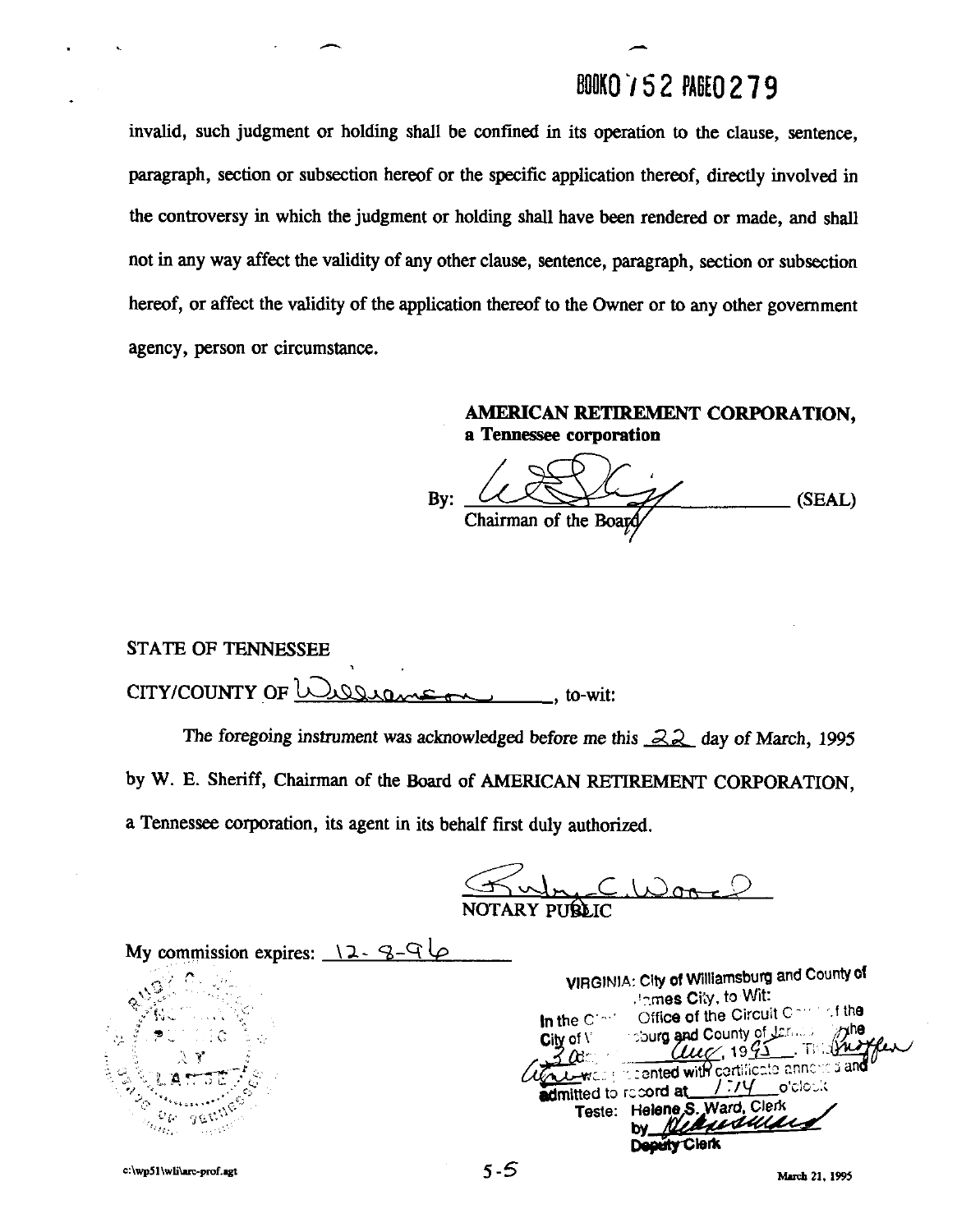BOOK0 752 PAGE0 279

invalid, such judgment or holding shall be confined in its operation to the clause, sentence, paragraph, section or subsection hereof or the specific application thereof, directly involved in the controversy in which the judgment or holding shall have been rendered or made, and shall not in any way affect the validity of any other clause, sentence, paragraph, section or subsection hereof, or affect the validity of the application thereof to the Owner or to any other government agency, person or circumstance.

**AMERICAN RETIREMENT CORPORATION,**
**a Tennessee corporation**

By: ______________________________ (SEAL)
Chairman of the Board

STATE OF TENNESSEE

CITY/COUNTY OF Williamson, to-wit:

The foregoing instrument was acknowledged before me this 22 day of March, 1995 by W. E. Sheriff, Chairman of the Board of AMERICAN RETIREMENT CORPORATION, a Tennessee corporation, its agent in its behalf first duly authorized.

Ruby C. Wood
NOTARY PUBLIC

My commission expires: 12-8-96

VIRGINIA: City of Williamsburg and County of James City, to Wit:
In the Clerk's Office of the Circuit Court of the City of Williamsburg and County of James City the 30 day of Aug, 1995. This [deed] was presented with certificate annexed and admitted to record at 1:14 o'clock
Teste: Helene S. Ward, Clerk
by ______________
Deputy Clerk

c:\wp51\wli\arc-prof.agt

5-5

March 21, 1995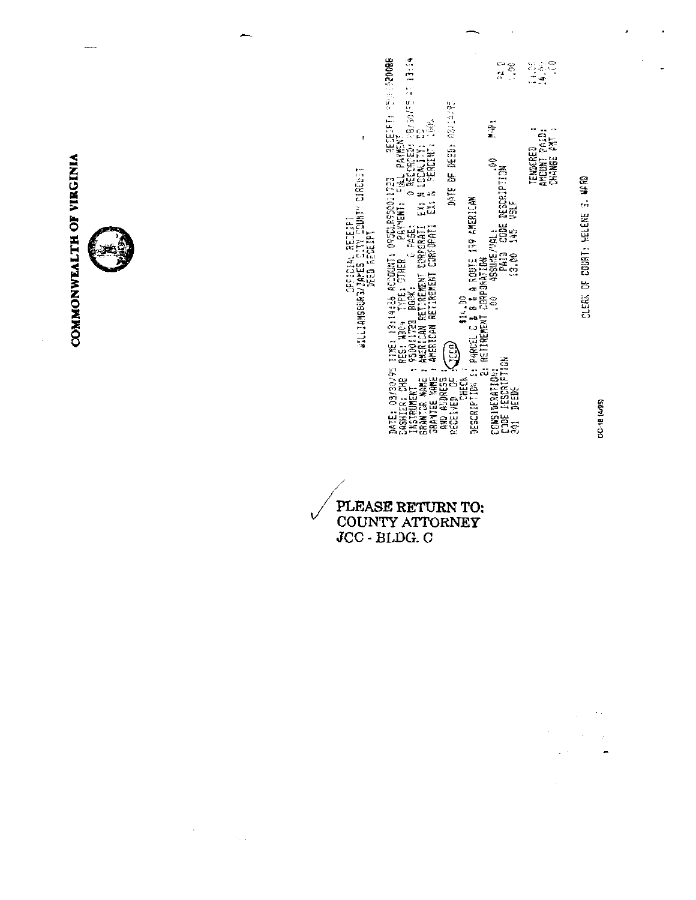# COMMONWEALTH OF VIRGINIA

OFFICIAL RECEIPT
WILLIAMSBURG/JAMES CITY COUNTY CIRCUIT
DEED RECEIPT

```
DATE: 03/30/95 TIME: 13:14:36 ACCOUNT: 095CLR950001728     RECEIPT: 95000020086
CASHIER: CHB   REG: WB04  TYPE: OTHER    PAYMENT: FULL PAYMENT
INSTRUMENT   : 950001728  BOOK:    0 PAGE:    0 RECORDED: 03/30/95 AT 13:14
GRANTOR NAME : AMERICAN RETIREMENT CORPORATI   EX: N LOCALITY: CO
GRANTEE NAME : AMERICAN RETIREMENT CORPORATI   EX: N PERCENT: 100%
  AND ADDRESS :
RECEIVED OF  : JCC                              DATE OF DEED: 03/14/95
       CHECK :          $14.00
DESCRIPTION 1: PARCEL C & B & A ROUTE 199 AMERICAN
            2: RETIREMENT CORPORATION
CONSIDERATION:         .00  ASSUME/VAL:        .00       MAP:
CODE DESCRIPTION       PAID  CODE DESCRIPTION
301  DEEDS            13.00  145  VSLF
                                                          PAID
                                                          24.0
                                                          1.00
                             TENDERED    :               14.00
                             AMOUNT PAID:                14.00
                             CHANGE AMT :                  .00

                    CLERK OF COURT: HELENE S. WARD
```

DC-18 (4/95)

✓ **PLEASE RETURN TO:**
**COUNTY ATTORNEY**
**JCC - BLDG. C**